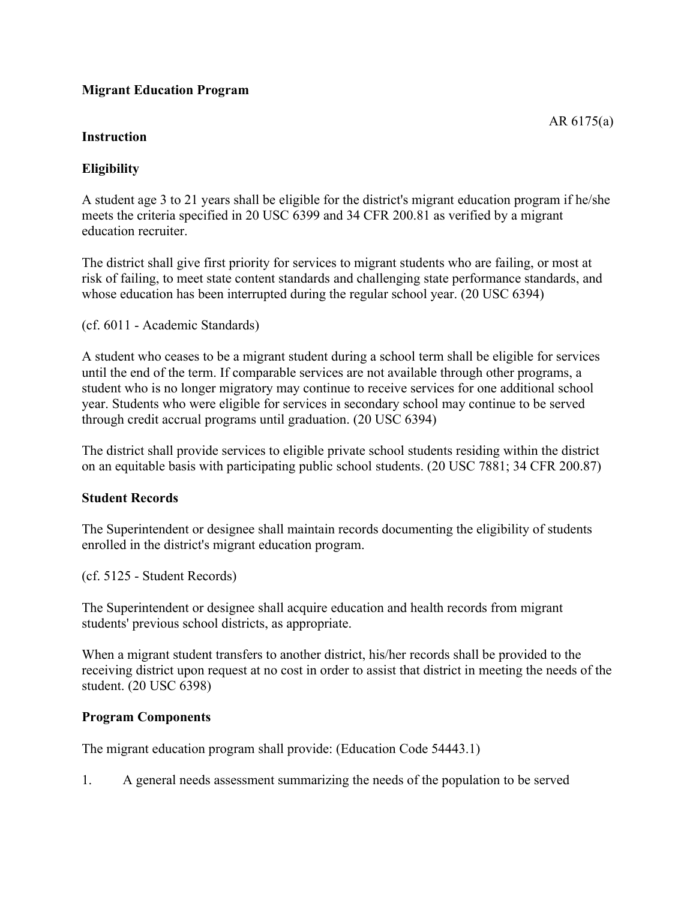**Migrant Education Program**

AR 6175(a)

**Instruction**

**Eligibility**

A student age 3 to 21 years shall be eligible for the district's migrant education program if he/she meets the criteria specified in 20 USC 6399 and 34 CFR 200.81 as verified by a migrant education recruiter.

The district shall give first priority for services to migrant students who are failing, or most at risk of failing, to meet state content standards and challenging state performance standards, and whose education has been interrupted during the regular school year. (20 USC 6394)

(cf. 6011 - Academic Standards)

A student who ceases to be a migrant student during a school term shall be eligible for services until the end of the term. If comparable services are not available through other programs, a student who is no longer migratory may continue to receive services for one additional school year. Students who were eligible for services in secondary school may continue to be served through credit accrual programs until graduation. (20 USC 6394)

The district shall provide services to eligible private school students residing within the district on an equitable basis with participating public school students. (20 USC 7881; 34 CFR 200.87)

**Student Records**

The Superintendent or designee shall maintain records documenting the eligibility of students enrolled in the district's migrant education program.

(cf. 5125 - Student Records)

The Superintendent or designee shall acquire education and health records from migrant students' previous school districts, as appropriate.

When a migrant student transfers to another district, his/her records shall be provided to the receiving district upon request at no cost in order to assist that district in meeting the needs of the student. (20 USC 6398)

**Program Components**

The migrant education program shall provide: (Education Code 54443.1)

1. A general needs assessment summarizing the needs of the population to be served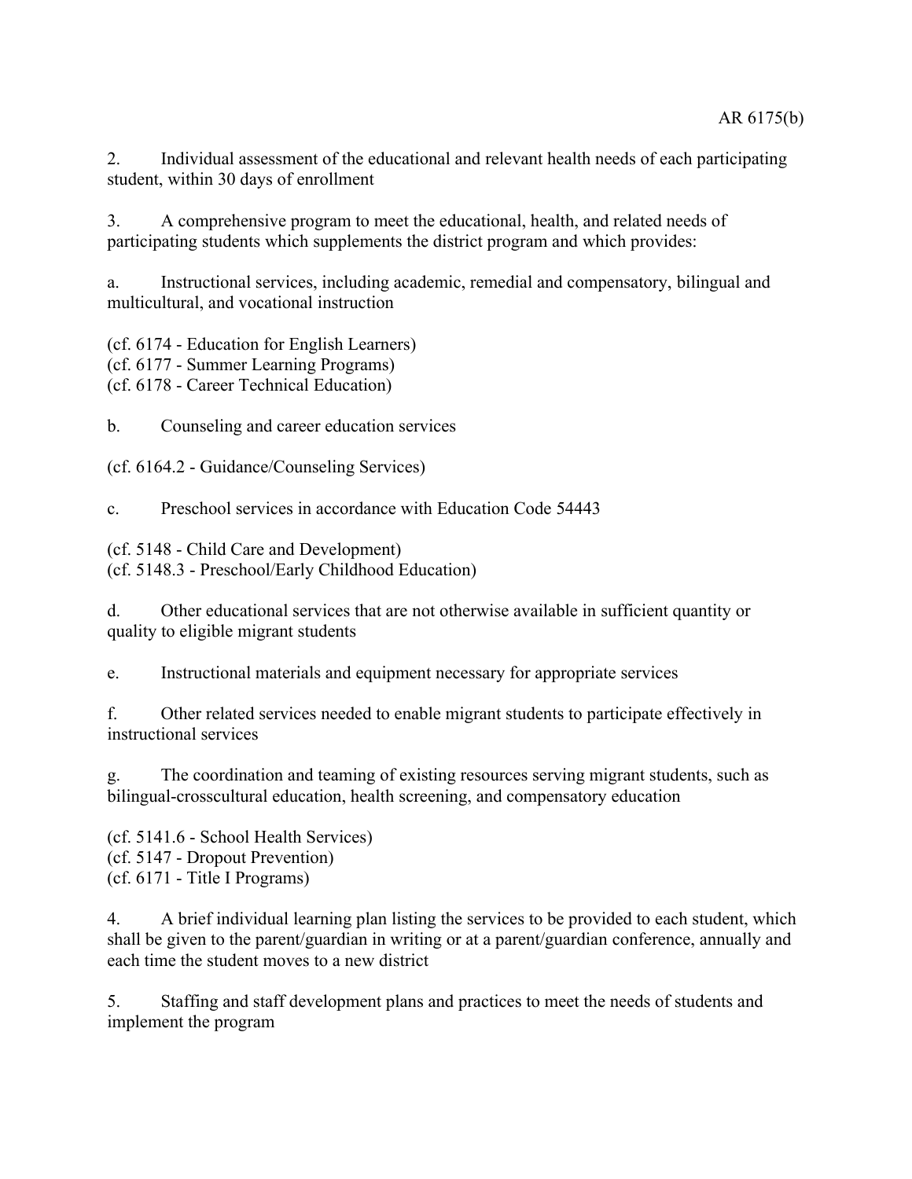2. Individual assessment of the educational and relevant health needs of each participating student, within 30 days of enrollment

3. A comprehensive program to meet the educational, health, and related needs of participating students which supplements the district program and which provides:

a. Instructional services, including academic, remedial and compensatory, bilingual and multicultural, and vocational instruction

(cf. 6174 - Education for English Learners)
(cf. 6177 - Summer Learning Programs)
(cf. 6178 - Career Technical Education)

b. Counseling and career education services

(cf. 6164.2 - Guidance/Counseling Services)

c. Preschool services in accordance with Education Code 54443

(cf. 5148 - Child Care and Development)
(cf. 5148.3 - Preschool/Early Childhood Education)

d. Other educational services that are not otherwise available in sufficient quantity or quality to eligible migrant students

e. Instructional materials and equipment necessary for appropriate services

f. Other related services needed to enable migrant students to participate effectively in instructional services

g. The coordination and teaming of existing resources serving migrant students, such as bilingual-crosscultural education, health screening, and compensatory education

(cf. 5141.6 - School Health Services)
(cf. 5147 - Dropout Prevention)
(cf. 6171 - Title I Programs)

4. A brief individual learning plan listing the services to be provided to each student, which shall be given to the parent/guardian in writing or at a parent/guardian conference, annually and each time the student moves to a new district

5. Staffing and staff development plans and practices to meet the needs of students and implement the program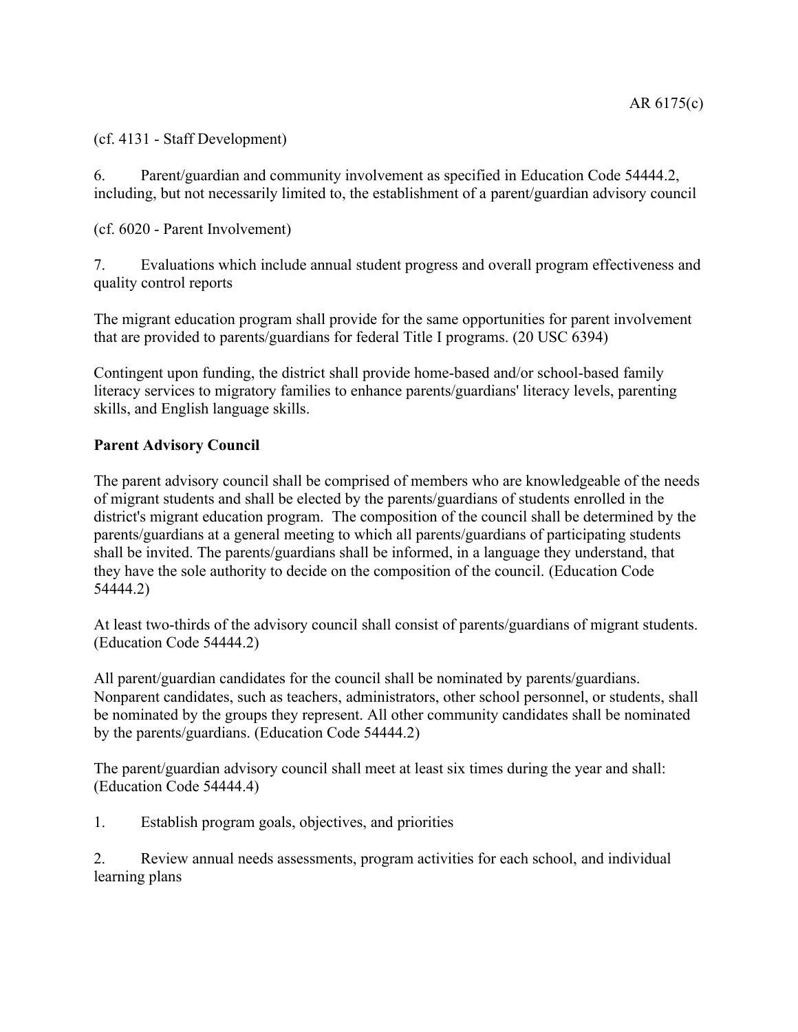(cf. 4131 - Staff Development)

6. Parent/guardian and community involvement as specified in Education Code 54444.2, including, but not necessarily limited to, the establishment of a parent/guardian advisory council

(cf. 6020 - Parent Involvement)

7. Evaluations which include annual student progress and overall program effectiveness and quality control reports

The migrant education program shall provide for the same opportunities for parent involvement that are provided to parents/guardians for federal Title I programs. (20 USC 6394)

Contingent upon funding, the district shall provide home-based and/or school-based family literacy services to migratory families to enhance parents/guardians' literacy levels, parenting skills, and English language skills.

**Parent Advisory Council**

The parent advisory council shall be comprised of members who are knowledgeable of the needs of migrant students and shall be elected by the parents/guardians of students enrolled in the district's migrant education program. The composition of the council shall be determined by the parents/guardians at a general meeting to which all parents/guardians of participating students shall be invited. The parents/guardians shall be informed, in a language they understand, that they have the sole authority to decide on the composition of the council. (Education Code 54444.2)

At least two-thirds of the advisory council shall consist of parents/guardians of migrant students. (Education Code 54444.2)

All parent/guardian candidates for the council shall be nominated by parents/guardians. Nonparent candidates, such as teachers, administrators, other school personnel, or students, shall be nominated by the groups they represent. All other community candidates shall be nominated by the parents/guardians. (Education Code 54444.2)

The parent/guardian advisory council shall meet at least six times during the year and shall: (Education Code 54444.4)

1. Establish program goals, objectives, and priorities

2. Review annual needs assessments, program activities for each school, and individual learning plans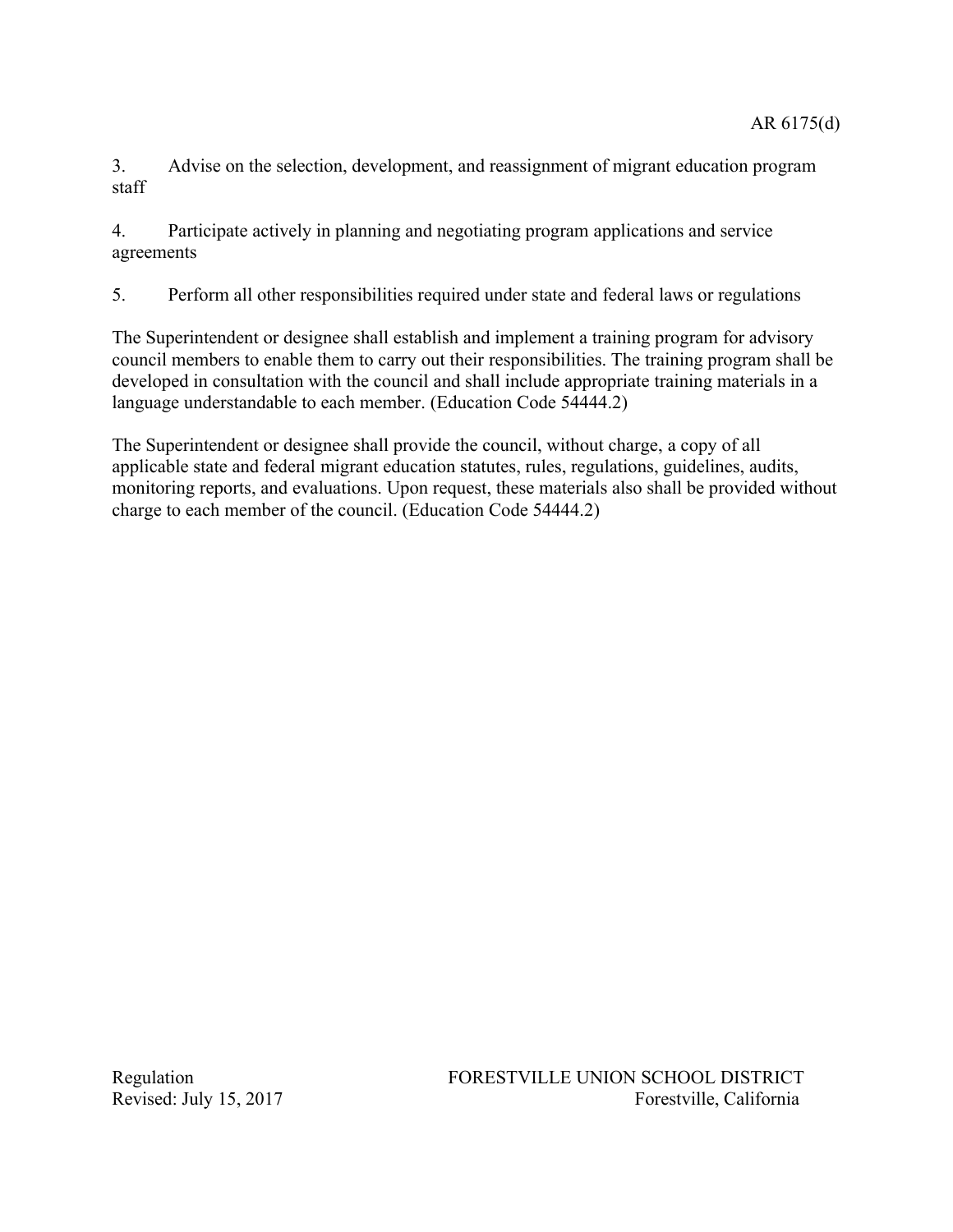3. Advise on the selection, development, and reassignment of migrant education program staff

4. Participate actively in planning and negotiating program applications and service agreements

5. Perform all other responsibilities required under state and federal laws or regulations

The Superintendent or designee shall establish and implement a training program for advisory council members to enable them to carry out their responsibilities. The training program shall be developed in consultation with the council and shall include appropriate training materials in a language understandable to each member. (Education Code 54444.2)

The Superintendent or designee shall provide the council, without charge, a copy of all applicable state and federal migrant education statutes, rules, regulations, guidelines, audits, monitoring reports, and evaluations. Upon request, these materials also shall be provided without charge to each member of the council. (Education Code 54444.2)

Regulation
Revised: July 15, 2017

FORESTVILLE UNION SCHOOL DISTRICT
Forestville, California